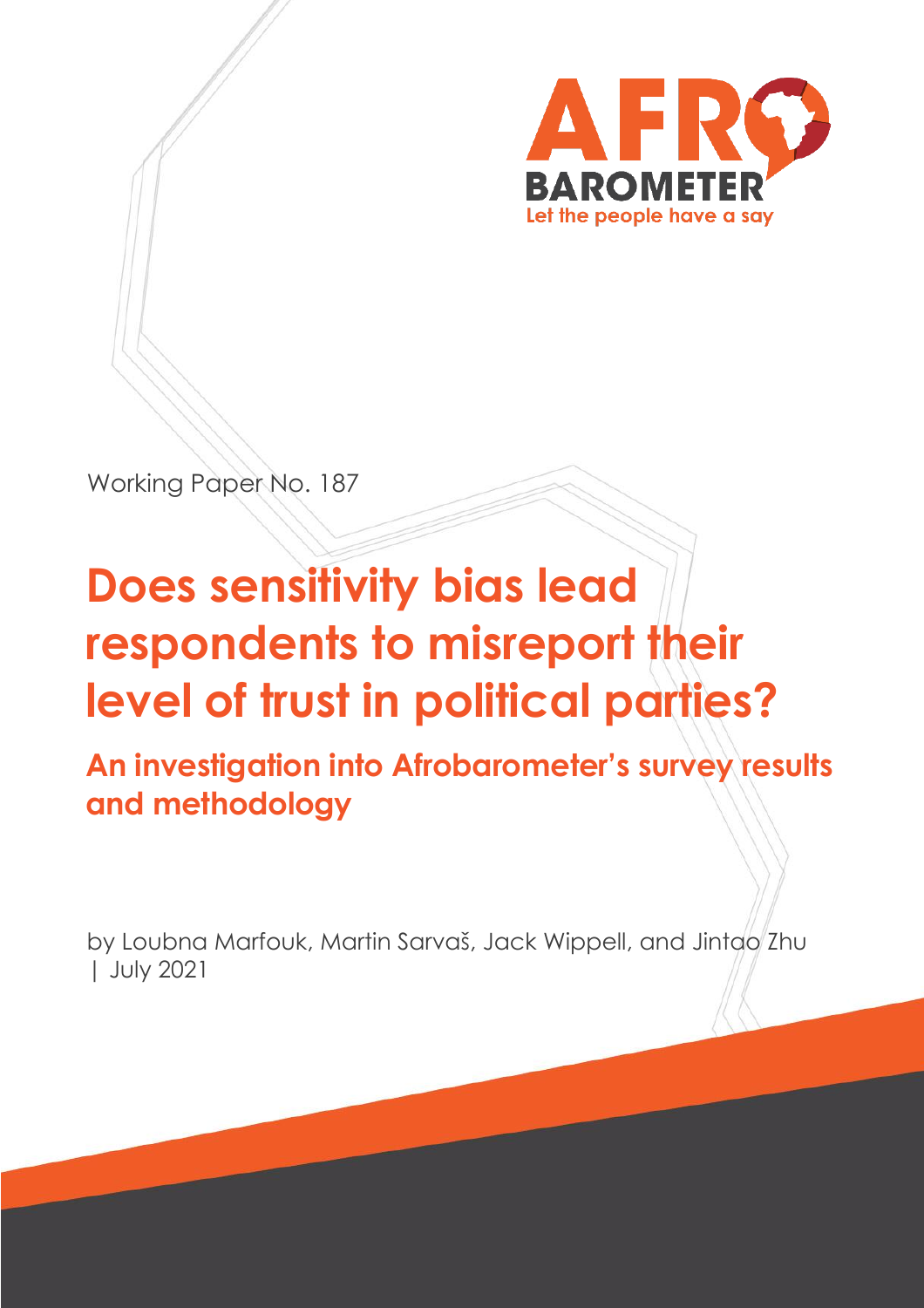AFRO BAROMETER

Let the people have a say

Working Paper No. 187

# Does sensitivity bias lead respondents to misreport their level of trust in political parties?

## An investigation into Afrobarometer's survey results and methodology

by Loubna Marfouk, Martin Sarvaš, Jack Wippell, and Jintao Zhu | July 2021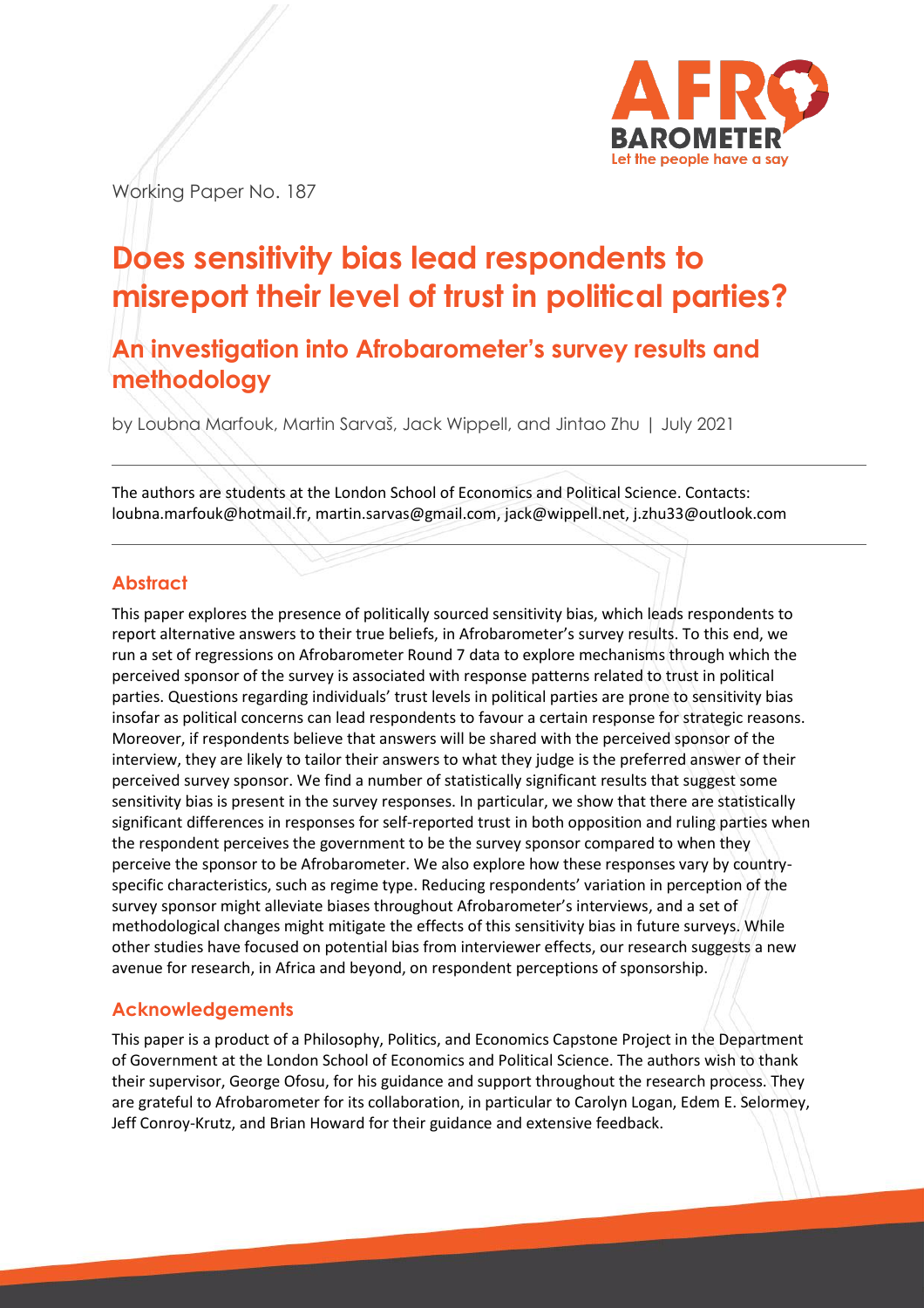Working Paper No. 187

# Does sensitivity bias lead respondents to misreport their level of trust in political parties?

## An investigation into Afrobarometer's survey results and methodology

by Loubna Marfouk, Martin Sarvaš, Jack Wippell, and Jintao Zhu | July 2021

The authors are students at the London School of Economics and Political Science. Contacts: loubna.marfouk@hotmail.fr, martin.sarvas@gmail.com, jack@wippell.net, j.zhu33@outlook.com

### Abstract

This paper explores the presence of politically sourced sensitivity bias, which leads respondents to report alternative answers to their true beliefs, in Afrobarometer's survey results. To this end, we run a set of regressions on Afrobarometer Round 7 data to explore mechanisms through which the perceived sponsor of the survey is associated with response patterns related to trust in political parties. Questions regarding individuals' trust levels in political parties are prone to sensitivity bias insofar as political concerns can lead respondents to favour a certain response for strategic reasons. Moreover, if respondents believe that answers will be shared with the perceived sponsor of the interview, they are likely to tailor their answers to what they judge is the preferred answer of their perceived survey sponsor. We find a number of statistically significant results that suggest some sensitivity bias is present in the survey responses. In particular, we show that there are statistically significant differences in responses for self-reported trust in both opposition and ruling parties when the respondent perceives the government to be the survey sponsor compared to when they perceive the sponsor to be Afrobarometer. We also explore how these responses vary by country-specific characteristics, such as regime type. Reducing respondents' variation in perception of the survey sponsor might alleviate biases throughout Afrobarometer's interviews, and a set of methodological changes might mitigate the effects of this sensitivity bias in future surveys. While other studies have focused on potential bias from interviewer effects, our research suggests a new avenue for research, in Africa and beyond, on respondent perceptions of sponsorship.

### Acknowledgements

This paper is a product of a Philosophy, Politics, and Economics Capstone Project in the Department of Government at the London School of Economics and Political Science. The authors wish to thank their supervisor, George Ofosu, for his guidance and support throughout the research process. They are grateful to Afrobarometer for its collaboration, in particular to Carolyn Logan, Edem E. Selormey, Jeff Conroy-Krutz, and Brian Howard for their guidance and extensive feedback.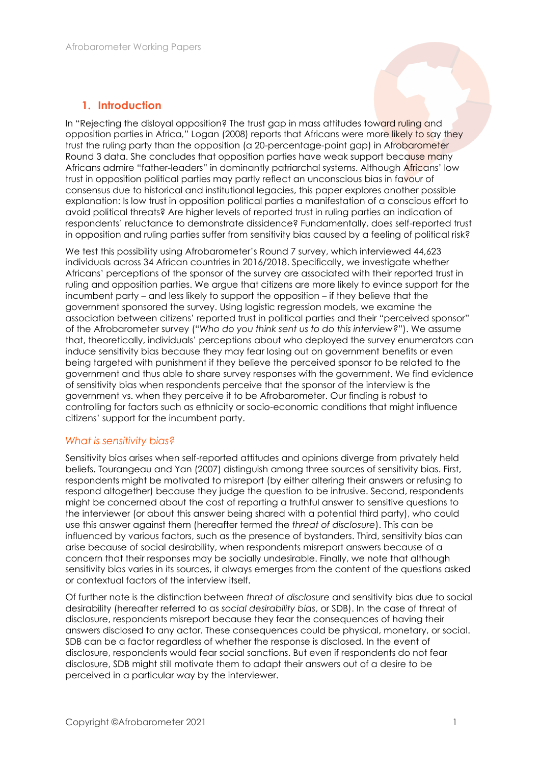## 1. Introduction

In "Rejecting the disloyal opposition? The trust gap in mass attitudes toward ruling and opposition parties in Africa," Logan (2008) reports that Africans were more likely to say they trust the ruling party than the opposition (a 20-percentage-point gap) in Afrobarometer Round 3 data. She concludes that opposition parties have weak support because many Africans admire "father-leaders" in dominantly patriarchal systems. Although Africans' low trust in opposition political parties may partly reflect an unconscious bias in favour of consensus due to historical and institutional legacies, this paper explores another possible explanation: Is low trust in opposition political parties a manifestation of a conscious effort to avoid political threats? Are higher levels of reported trust in ruling parties an indication of respondents' reluctance to demonstrate dissidence? Fundamentally, does self-reported trust in opposition and ruling parties suffer from sensitivity bias caused by a feeling of political risk?

We test this possibility using Afrobarometer's Round 7 survey, which interviewed 44,623 individuals across 34 African countries in 2016/2018. Specifically, we investigate whether Africans' perceptions of the sponsor of the survey are associated with their reported trust in ruling and opposition parties. We argue that citizens are more likely to evince support for the incumbent party – and less likely to support the opposition – if they believe that the government sponsored the survey. Using logistic regression models, we examine the association between citizens' reported trust in political parties and their "perceived sponsor" of the Afrobarometer survey ("*Who do you think sent us to do this interview?*"). We assume that, theoretically, individuals' perceptions about who deployed the survey enumerators can induce sensitivity bias because they may fear losing out on government benefits or even being targeted with punishment if they believe the perceived sponsor to be related to the government and thus able to share survey responses with the government. We find evidence of sensitivity bias when respondents perceive that the sponsor of the interview is the government vs. when they perceive it to be Afrobarometer. Our finding is robust to controlling for factors such as ethnicity or socio-economic conditions that might influence citizens' support for the incumbent party.

### *What is sensitivity bias?*

Sensitivity bias arises when self-reported attitudes and opinions diverge from privately held beliefs. Tourangeau and Yan (2007) distinguish among three sources of sensitivity bias. First, respondents might be motivated to misreport (by either altering their answers or refusing to respond altogether) because they judge the question to be intrusive. Second, respondents might be concerned about the cost of reporting a truthful answer to sensitive questions to the interviewer (or about this answer being shared with a potential third party), who could use this answer against them (hereafter termed the *threat of disclosure*). This can be influenced by various factors, such as the presence of bystanders. Third, sensitivity bias can arise because of social desirability, when respondents misreport answers because of a concern that their responses may be socially undesirable. Finally, we note that although sensitivity bias varies in its sources, it always emerges from the content of the questions asked or contextual factors of the interview itself.

Of further note is the distinction between *threat of disclosure* and sensitivity bias due to social desirability (hereafter referred to as *social desirability bias*, or SDB). In the case of threat of disclosure, respondents misreport because they fear the consequences of having their answers disclosed to any actor. These consequences could be physical, monetary, or social. SDB can be a factor regardless of whether the response is disclosed. In the event of disclosure, respondents would fear social sanctions. But even if respondents do not fear disclosure, SDB might still motivate them to adapt their answers out of a desire to be perceived in a particular way by the interviewer.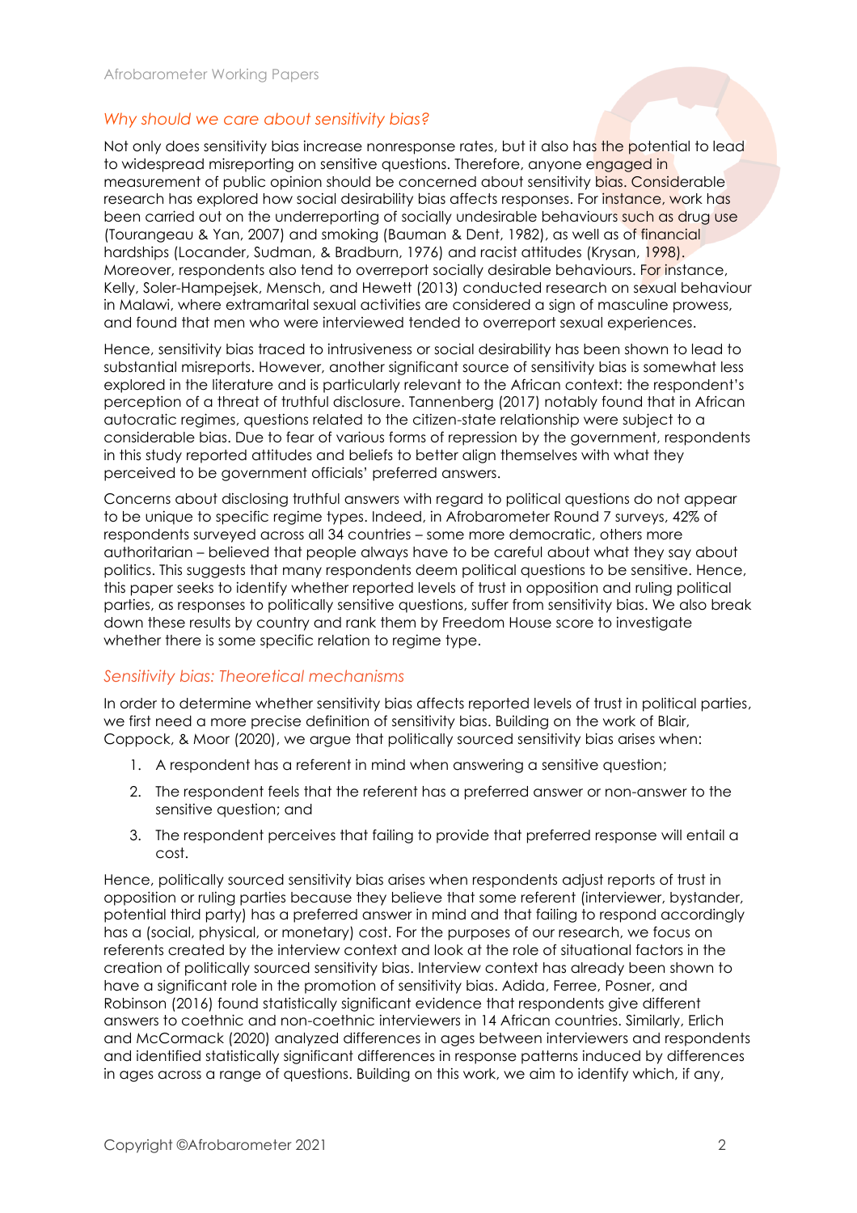## *Why should we care about sensitivity bias?*

Not only does sensitivity bias increase nonresponse rates, but it also has the potential to lead to widespread misreporting on sensitive questions. Therefore, anyone engaged in measurement of public opinion should be concerned about sensitivity bias. Considerable research has explored how social desirability bias affects responses. For instance, work has been carried out on the underreporting of socially undesirable behaviours such as drug use (Tourangeau & Yan, 2007) and smoking (Bauman & Dent, 1982), as well as of financial hardships (Locander, Sudman, & Bradburn, 1976) and racist attitudes (Krysan, 1998). Moreover, respondents also tend to overreport socially desirable behaviours. For instance, Kelly, Soler-Hampejsek, Mensch, and Hewett (2013) conducted research on sexual behaviour in Malawi, where extramarital sexual activities are considered a sign of masculine prowess, and found that men who were interviewed tended to overreport sexual experiences.

Hence, sensitivity bias traced to intrusiveness or social desirability has been shown to lead to substantial misreports. However, another significant source of sensitivity bias is somewhat less explored in the literature and is particularly relevant to the African context: the respondent's perception of a threat of truthful disclosure. Tannenberg (2017) notably found that in African autocratic regimes, questions related to the citizen-state relationship were subject to a considerable bias. Due to fear of various forms of repression by the government, respondents in this study reported attitudes and beliefs to better align themselves with what they perceived to be government officials' preferred answers.

Concerns about disclosing truthful answers with regard to political questions do not appear to be unique to specific regime types. Indeed, in Afrobarometer Round 7 surveys, 42% of respondents surveyed across all 34 countries – some more democratic, others more authoritarian – believed that people always have to be careful about what they say about politics. This suggests that many respondents deem political questions to be sensitive. Hence, this paper seeks to identify whether reported levels of trust in opposition and ruling political parties, as responses to politically sensitive questions, suffer from sensitivity bias. We also break down these results by country and rank them by Freedom House score to investigate whether there is some specific relation to regime type.

## *Sensitivity bias: Theoretical mechanisms*

In order to determine whether sensitivity bias affects reported levels of trust in political parties, we first need a more precise definition of sensitivity bias. Building on the work of Blair, Coppock, & Moor (2020), we argue that politically sourced sensitivity bias arises when:

1. A respondent has a referent in mind when answering a sensitive question;
2. The respondent feels that the referent has a preferred answer or non-answer to the sensitive question; and
3. The respondent perceives that failing to provide that preferred response will entail a cost.

Hence, politically sourced sensitivity bias arises when respondents adjust reports of trust in opposition or ruling parties because they believe that some referent (interviewer, bystander, potential third party) has a preferred answer in mind and that failing to respond accordingly has a (social, physical, or monetary) cost. For the purposes of our research, we focus on referents created by the interview context and look at the role of situational factors in the creation of politically sourced sensitivity bias. Interview context has already been shown to have a significant role in the promotion of sensitivity bias. Adida, Ferree, Posner, and Robinson (2016) found statistically significant evidence that respondents give different answers to coethnic and non-coethnic interviewers in 14 African countries. Similarly, Erlich and McCormack (2020) analyzed differences in ages between interviewers and respondents and identified statistically significant differences in response patterns induced by differences in ages across a range of questions. Building on this work, we aim to identify which, if any,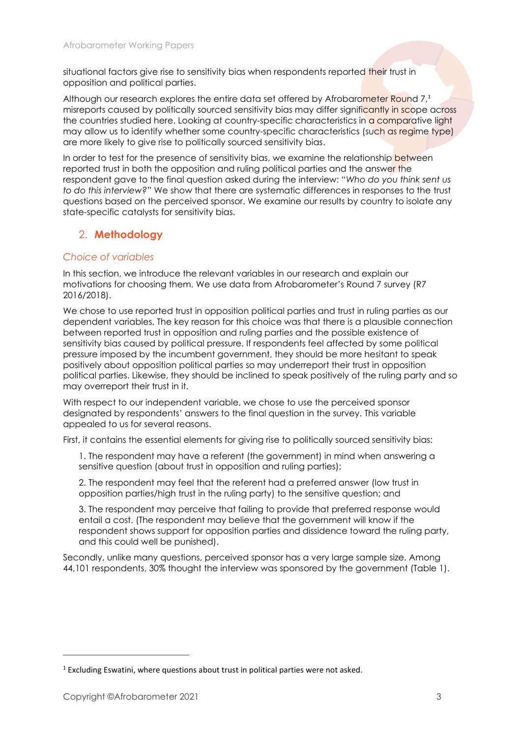situational factors give rise to sensitivity bias when respondents reported their trust in opposition and political parties.

Although our research explores the entire data set offered by Afrobarometer Round 7,[1] misreports caused by politically sourced sensitivity bias may differ significantly in scope across the countries studied here. Looking at country-specific characteristics in a comparative light may allow us to identify whether some country-specific characteristics (such as regime type) are more likely to give rise to politically sourced sensitivity bias.

In order to test for the presence of sensitivity bias, we examine the relationship between reported trust in both the opposition and ruling political parties and the answer the respondent gave to the final question asked during the interview: "*Who do you think sent us to do this interview?*" We show that there are systematic differences in responses to the trust questions based on the perceived sponsor. We examine our results by country to isolate any state-specific catalysts for sensitivity bias.

## 2. **Methodology**

### *Choice of variables*

In this section, we introduce the relevant variables in our research and explain our motivations for choosing them. We use data from Afrobarometer's Round 7 survey (R7 2016/2018).

We chose to use reported trust in opposition political parties and trust in ruling parties as our dependent variables. The key reason for this choice was that there is a plausible connection between reported trust in opposition and ruling political parties and the possible existence of sensitivity bias caused by political pressure. If respondents feel affected by some political pressure imposed by the incumbent government, they should be more hesitant to speak positively about opposition political parties so may underreport their trust in opposition political parties. Likewise, they should be inclined to speak positively of the ruling party and so may overreport their trust in it.

With respect to our independent variable, we chose to use the perceived sponsor designated by respondents' answers to the final question in the survey. This variable appealed to us for several reasons.

First, it contains the essential elements for giving rise to politically sourced sensitivity bias:

1. The respondent may have a referent (the government) in mind when answering a sensitive question (about trust in opposition and ruling parties);

2. The respondent may feel that the referent had a preferred answer (low trust in opposition parties/high trust in the ruling party) to the sensitive question; and

3. The respondent may perceive that failing to provide that preferred response would entail a cost. (The respondent may believe that the government will know if the respondent shows support for opposition parties and dissidence toward the ruling party, and this could well be punished).

Secondly, unlike many questions, perceived sponsor has a very large sample size. Among 44,101 respondents, 30% thought the interview was sponsored by the government (Table 1).

[1] Excluding Eswatini, where questions about trust in political parties were not asked.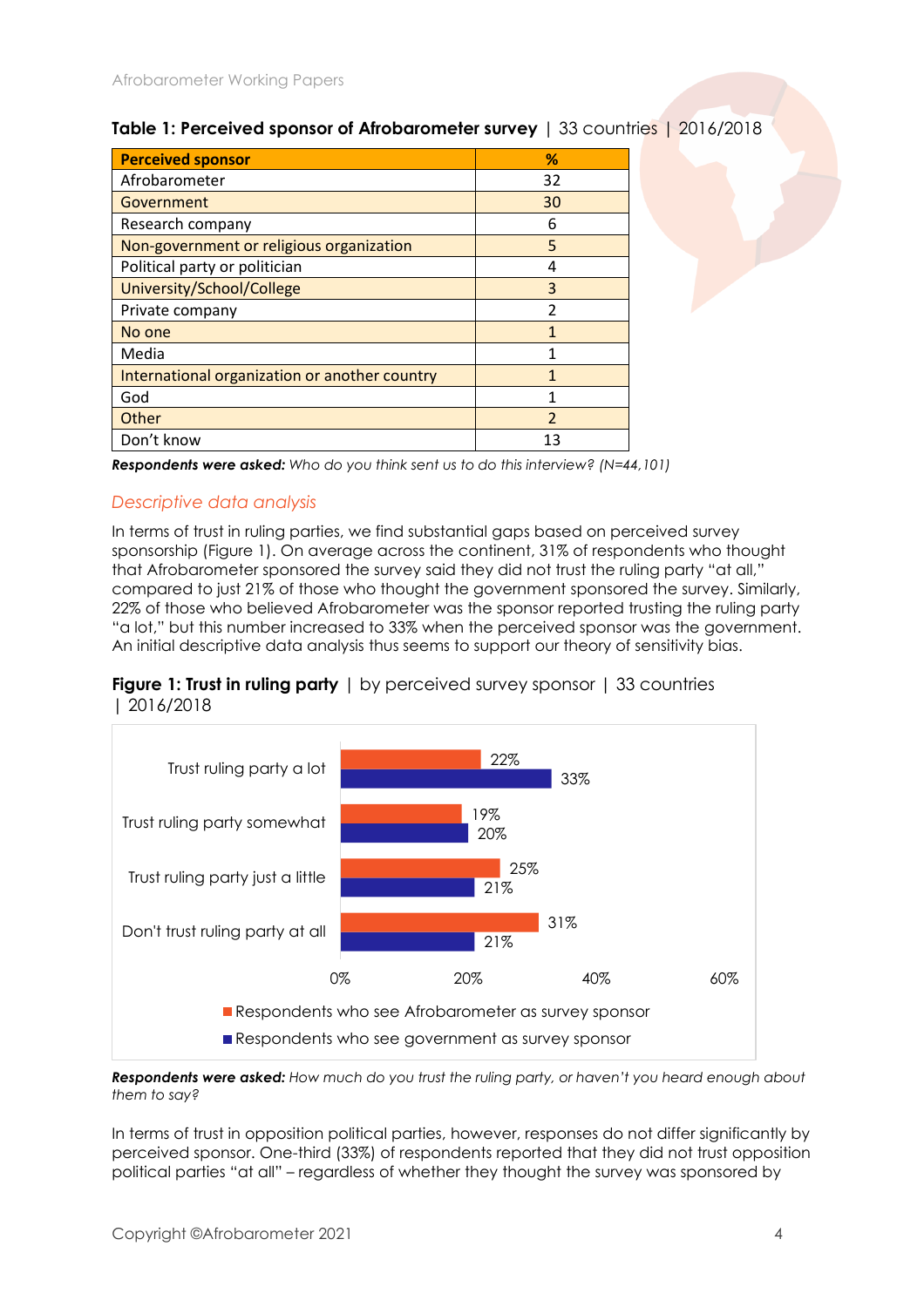**Table 1: Perceived sponsor of Afrobarometer survey** | 33 countries | 2016/2018

| Perceived sponsor | % |
|---|---|
| Afrobarometer | 32 |
| Government | 30 |
| Research company | 6 |
| Non-government or religious organization | 5 |
| Political party or politician | 4 |
| University/School/College | 3 |
| Private company | 2 |
| No one | 1 |
| Media | 1 |
| International organization or another country | 1 |
| God | 1 |
| Other | 2 |
| Don't know | 13 |

***Respondents were asked:*** *Who do you think sent us to do this interview? (N=44,101)*

## *Descriptive data analysis*

In terms of trust in ruling parties, we find substantial gaps based on perceived survey sponsorship (Figure 1). On average across the continent, 31% of respondents who thought that Afrobarometer sponsored the survey said they did not trust the ruling party "at all," compared to just 21% of those who thought the government sponsored the survey. Similarly, 22% of those who believed Afrobarometer was the sponsor reported trusting the ruling party "a lot," but this number increased to 33% when the perceived sponsor was the government. An initial descriptive data analysis thus seems to support our theory of sensitivity bias.

**Figure 1: Trust in ruling party** | by perceived survey sponsor | 33 countries | 2016/2018

| | Respondents who see Afrobarometer as survey sponsor | Respondents who see government as survey sponsor |
|---|---|---|
| Trust ruling party a lot | 22% | 33% |
| Trust ruling party somewhat | 19% | 20% |
| Trust ruling party just a little | 25% | 21% |
| Don't trust ruling party at all | 31% | 21% |

***Respondents were asked:*** *How much do you trust the ruling party, or haven't you heard enough about them to say?*

In terms of trust in opposition political parties, however, responses do not differ significantly by perceived sponsor. One-third (33%) of respondents reported that they did not trust opposition political parties "at all" – regardless of whether they thought the survey was sponsored by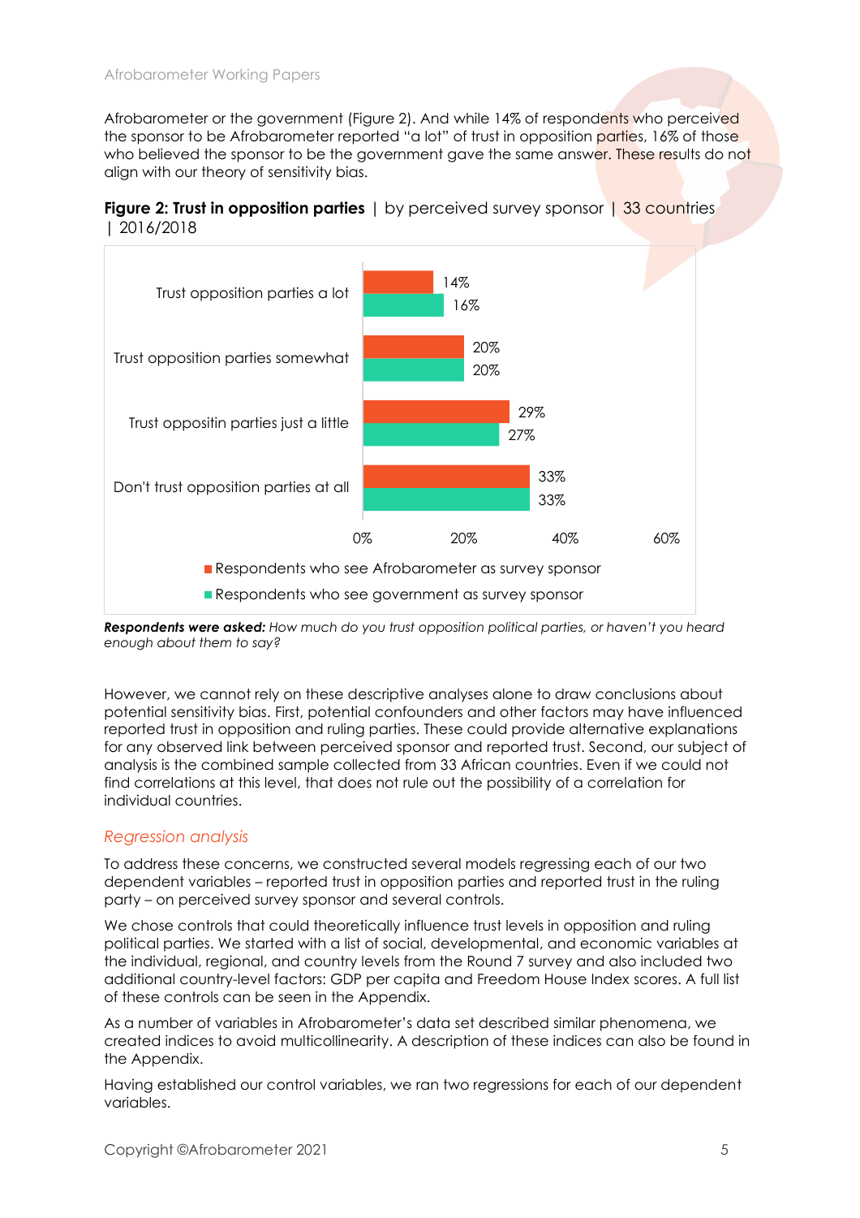Afrobarometer or the government (Figure 2). And while 14% of respondents who perceived the sponsor to be Afrobarometer reported "a lot" of trust in opposition parties, 16% of those who believed the sponsor to be the government gave the same answer. These results do not align with our theory of sensitivity bias.

**Figure 2: Trust in opposition parties** | by perceived survey sponsor | 33 countries | 2016/2018

| | Respondents who see Afrobarometer as survey sponsor | Respondents who see government as survey sponsor |
|---|---|---|
| Trust opposition parties a lot | 14% | 16% |
| Trust opposition parties somewhat | 20% | 20% |
| Trust oppositin parties just a little | 29% | 27% |
| Don't trust opposition parties at all | 33% | 33% |

***Respondents were asked:*** *How much do you trust opposition political parties, or haven't you heard enough about them to say?*

However, we cannot rely on these descriptive analyses alone to draw conclusions about potential sensitivity bias. First, potential confounders and other factors may have influenced reported trust in opposition and ruling parties. These could provide alternative explanations for any observed link between perceived sponsor and reported trust. Second, our subject of analysis is the combined sample collected from 33 African countries. Even if we could not find correlations at this level, that does not rule out the possibility of a correlation for individual countries.

### *Regression analysis*

To address these concerns, we constructed several models regressing each of our two dependent variables – reported trust in opposition parties and reported trust in the ruling party – on perceived survey sponsor and several controls.

We chose controls that could theoretically influence trust levels in opposition and ruling political parties. We started with a list of social, developmental, and economic variables at the individual, regional, and country levels from the Round 7 survey and also included two additional country-level factors: GDP per capita and Freedom House Index scores. A full list of these controls can be seen in the Appendix.

As a number of variables in Afrobarometer's data set described similar phenomena, we created indices to avoid multicollinearity. A description of these indices can also be found in the Appendix.

Having established our control variables, we ran two regressions for each of our dependent variables.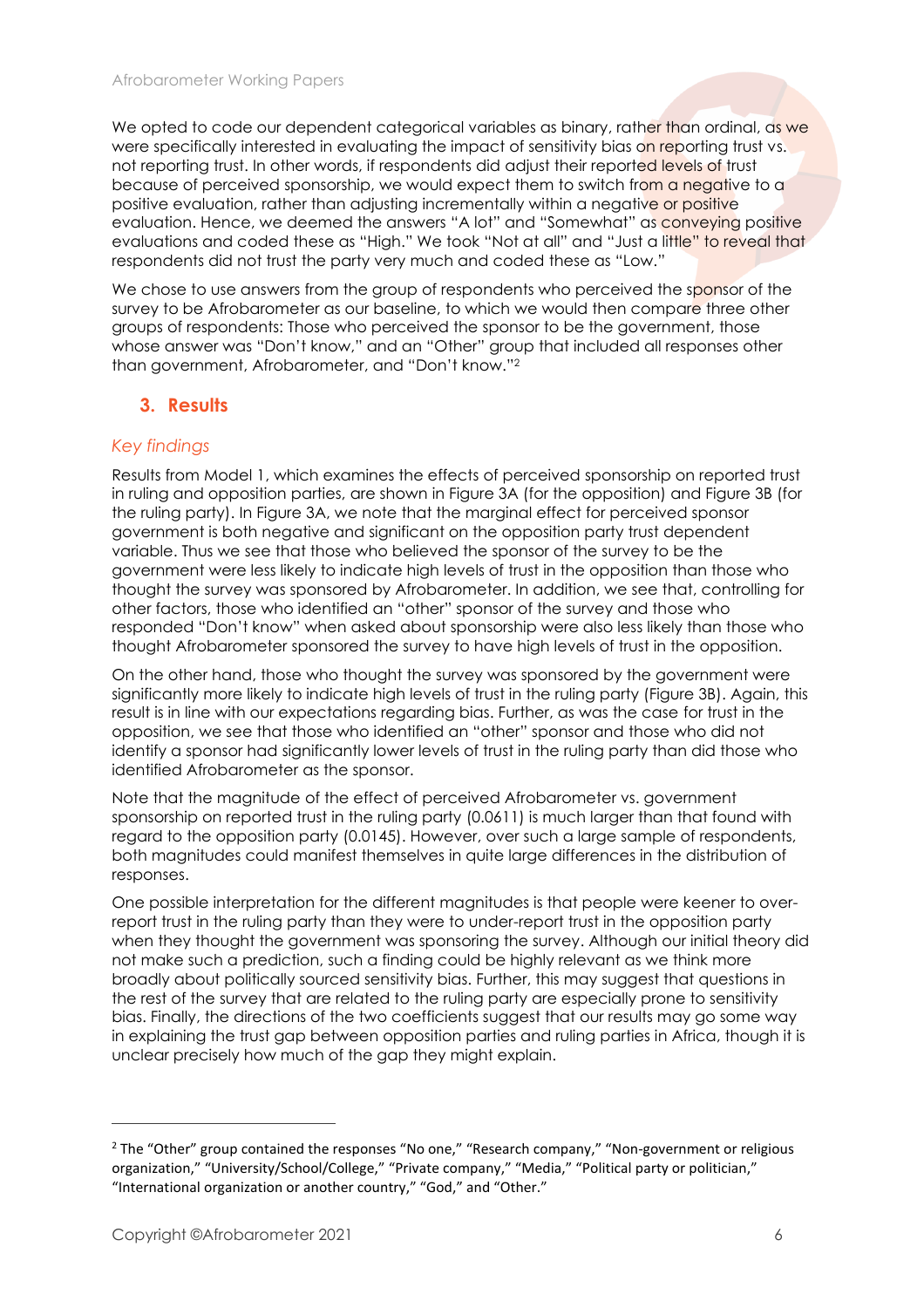We opted to code our dependent categorical variables as binary, rather than ordinal, as we were specifically interested in evaluating the impact of sensitivity bias on reporting trust vs. not reporting trust. In other words, if respondents did adjust their reported levels of trust because of perceived sponsorship, we would expect them to switch from a negative to a positive evaluation, rather than adjusting incrementally within a negative or positive evaluation. Hence, we deemed the answers "A lot" and "Somewhat" as conveying positive evaluations and coded these as "High." We took "Not at all" and "Just a little" to reveal that respondents did not trust the party very much and coded these as "Low."

We chose to use answers from the group of respondents who perceived the sponsor of the survey to be Afrobarometer as our baseline, to which we would then compare three other groups of respondents: Those who perceived the sponsor to be the government, those whose answer was "Don't know," and an "Other" group that included all responses other than government, Afrobarometer, and "Don't know."[2]

## 3. Results

### *Key findings*

Results from Model 1, which examines the effects of perceived sponsorship on reported trust in ruling and opposition parties, are shown in Figure 3A (for the opposition) and Figure 3B (for the ruling party). In Figure 3A, we note that the marginal effect for perceived sponsor government is both negative and significant on the opposition party trust dependent variable. Thus we see that those who believed the sponsor of the survey to be the government were less likely to indicate high levels of trust in the opposition than those who thought the survey was sponsored by Afrobarometer. In addition, we see that, controlling for other factors, those who identified an "other" sponsor of the survey and those who responded "Don't know" when asked about sponsorship were also less likely than those who thought Afrobarometer sponsored the survey to have high levels of trust in the opposition.

On the other hand, those who thought the survey was sponsored by the government were significantly more likely to indicate high levels of trust in the ruling party (Figure 3B). Again, this result is in line with our expectations regarding bias. Further, as was the case for trust in the opposition, we see that those who identified an "other" sponsor and those who did not identify a sponsor had significantly lower levels of trust in the ruling party than did those who identified Afrobarometer as the sponsor.

Note that the magnitude of the effect of perceived Afrobarometer vs. government sponsorship on reported trust in the ruling party (0.0611) is much larger than that found with regard to the opposition party (0.0145). However, over such a large sample of respondents, both magnitudes could manifest themselves in quite large differences in the distribution of responses.

One possible interpretation for the different magnitudes is that people were keener to over-report trust in the ruling party than they were to under-report trust in the opposition party when they thought the government was sponsoring the survey. Although our initial theory did not make such a prediction, such a finding could be highly relevant as we think more broadly about politically sourced sensitivity bias. Further, this may suggest that questions in the rest of the survey that are related to the ruling party are especially prone to sensitivity bias. Finally, the directions of the two coefficients suggest that our results may go some way in explaining the trust gap between opposition parties and ruling parties in Africa, though it is unclear precisely how much of the gap they might explain.

---

[2] The "Other" group contained the responses "No one," "Research company," "Non-government or religious organization," "University/School/College," "Private company," "Media," "Political party or politician," "International organization or another country," "God," and "Other."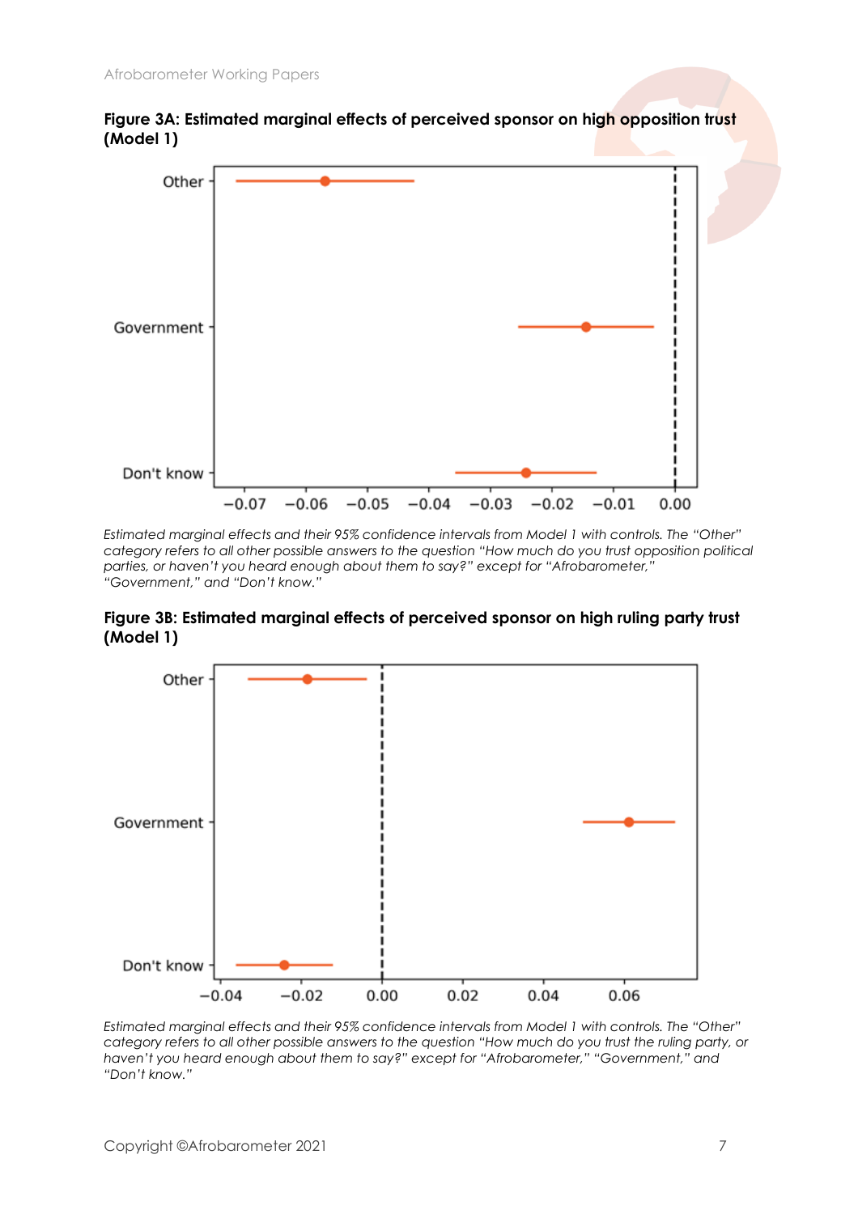**Figure 3A: Estimated marginal effects of perceived sponsor on high opposition trust (Model 1)**

*Estimated marginal effects and their 95% confidence intervals from Model 1 with controls. The "Other" category refers to all other possible answers to the question "How much do you trust opposition political parties, or haven't you heard enough about them to say?" except for "Afrobarometer," "Government," and "Don't know."*

**Figure 3B: Estimated marginal effects of perceived sponsor on high ruling party trust (Model 1)**

*Estimated marginal effects and their 95% confidence intervals from Model 1 with controls. The "Other" category refers to all other possible answers to the question "How much do you trust the ruling party, or haven't you heard enough about them to say?" except for "Afrobarometer," "Government," and "Don't know."*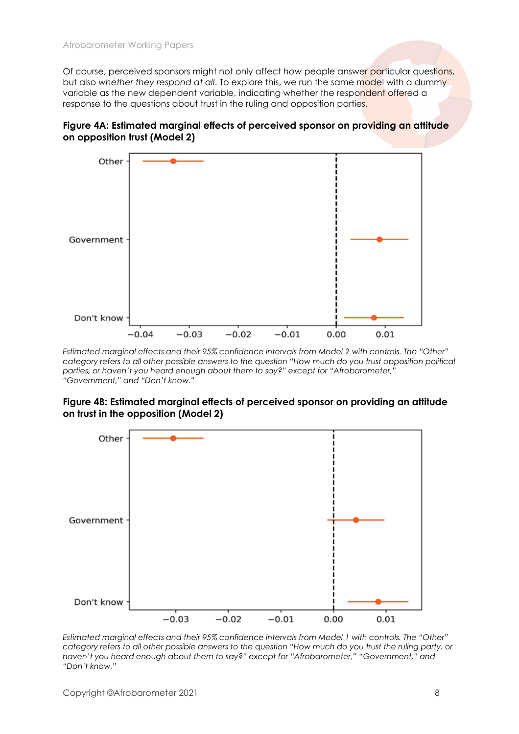Of course, perceived sponsors might not only affect *how* people answer particular questions, but also *whether they respond at all*. To explore this, we run the same model with a dummy variable as the new dependent variable, indicating whether the respondent offered a response to the questions about trust in the ruling and opposition parties.

**Figure 4A: Estimated marginal effects of perceived sponsor on providing an attitude on opposition trust (Model 2)**

*Estimated marginal effects and their 95% confidence intervals from Model 2 with controls. The "Other" category refers to all other possible answers to the question "How much do you trust opposition political parties, or haven't you heard enough about them to say?" except for "Afrobarometer," "Government," and "Don't know."*

**Figure 4B: Estimated marginal effects of perceived sponsor on providing an attitude on trust in the opposition (Model 2)**

*Estimated marginal effects and their 95% confidence intervals from Model 1 with controls. The "Other" category refers to all other possible answers to the question "How much do you trust the ruling party, or haven't you heard enough about them to say?" except for "Afrobarometer," "Government," and "Don't know."*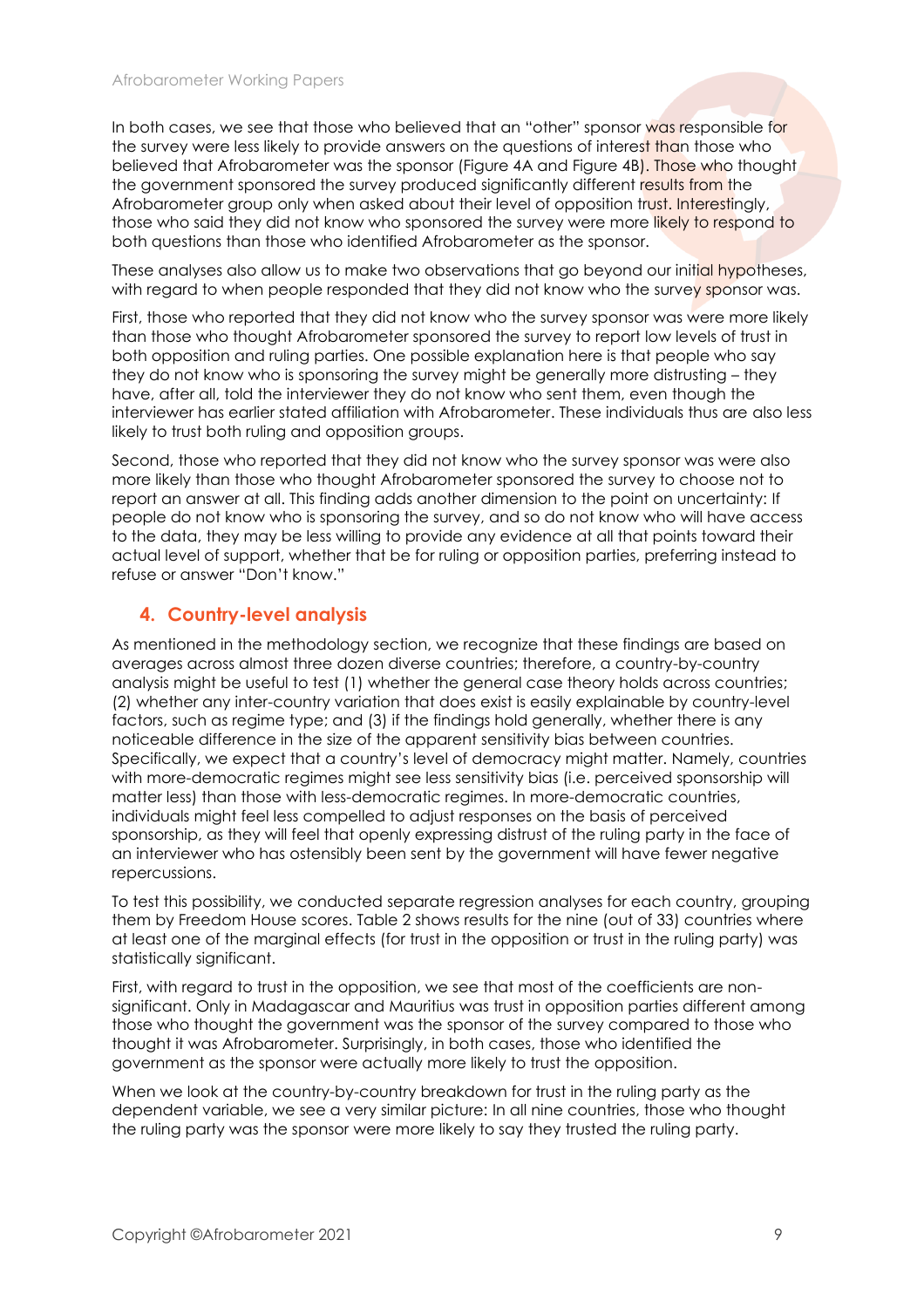In both cases, we see that those who believed that an "other" sponsor was responsible for the survey were less likely to provide answers on the questions of interest than those who believed that Afrobarometer was the sponsor (Figure 4A and Figure 4B). Those who thought the government sponsored the survey produced significantly different results from the Afrobarometer group only when asked about their level of opposition trust. Interestingly, those who said they did not know who sponsored the survey were more likely to respond to both questions than those who identified Afrobarometer as the sponsor.

These analyses also allow us to make two observations that go beyond our initial hypotheses, with regard to when people responded that they did not know who the survey sponsor was.

First, those who reported that they did not know who the survey sponsor was were more likely than those who thought Afrobarometer sponsored the survey to report low levels of trust in both opposition and ruling parties. One possible explanation here is that people who say they do not know who is sponsoring the survey might be generally more distrusting – they have, after all, told the interviewer they do not know who sent them, even though the interviewer has earlier stated affiliation with Afrobarometer. These individuals thus are also less likely to trust both ruling and opposition groups.

Second, those who reported that they did not know who the survey sponsor was were also more likely than those who thought Afrobarometer sponsored the survey to choose not to report an answer at all. This finding adds another dimension to the point on uncertainty: If people do not know who is sponsoring the survey, and so do not know who will have access to the data, they may be less willing to provide any evidence at all that points toward their actual level of support, whether that be for ruling or opposition parties, preferring instead to refuse or answer "Don't know."

## 4. Country-level analysis

As mentioned in the methodology section, we recognize that these findings are based on averages across almost three dozen diverse countries; therefore, a country-by-country analysis might be useful to test (1) whether the general case theory holds across countries; (2) whether any inter-country variation that does exist is easily explainable by country-level factors, such as regime type; and (3) if the findings hold generally, whether there is any noticeable difference in the size of the apparent sensitivity bias between countries. Specifically, we expect that a country's level of democracy might matter. Namely, countries with more-democratic regimes might see less sensitivity bias (i.e. perceived sponsorship will matter less) than those with less-democratic regimes. In more-democratic countries, individuals might feel less compelled to adjust responses on the basis of perceived sponsorship, as they will feel that openly expressing distrust of the ruling party in the face of an interviewer who has ostensibly been sent by the government will have fewer negative repercussions.

To test this possibility, we conducted separate regression analyses for each country, grouping them by Freedom House scores. Table 2 shows results for the nine (out of 33) countries where at least one of the marginal effects (for trust in the opposition or trust in the ruling party) was statistically significant.

First, with regard to trust in the opposition, we see that most of the coefficients are non-significant. Only in Madagascar and Mauritius was trust in opposition parties different among those who thought the government was the sponsor of the survey compared to those who thought it was Afrobarometer. Surprisingly, in both cases, those who identified the government as the sponsor were actually more likely to trust the opposition.

When we look at the country-by-country breakdown for trust in the ruling party as the dependent variable, we see a very similar picture: In all nine countries, those who thought the ruling party was the sponsor were more likely to say they trusted the ruling party.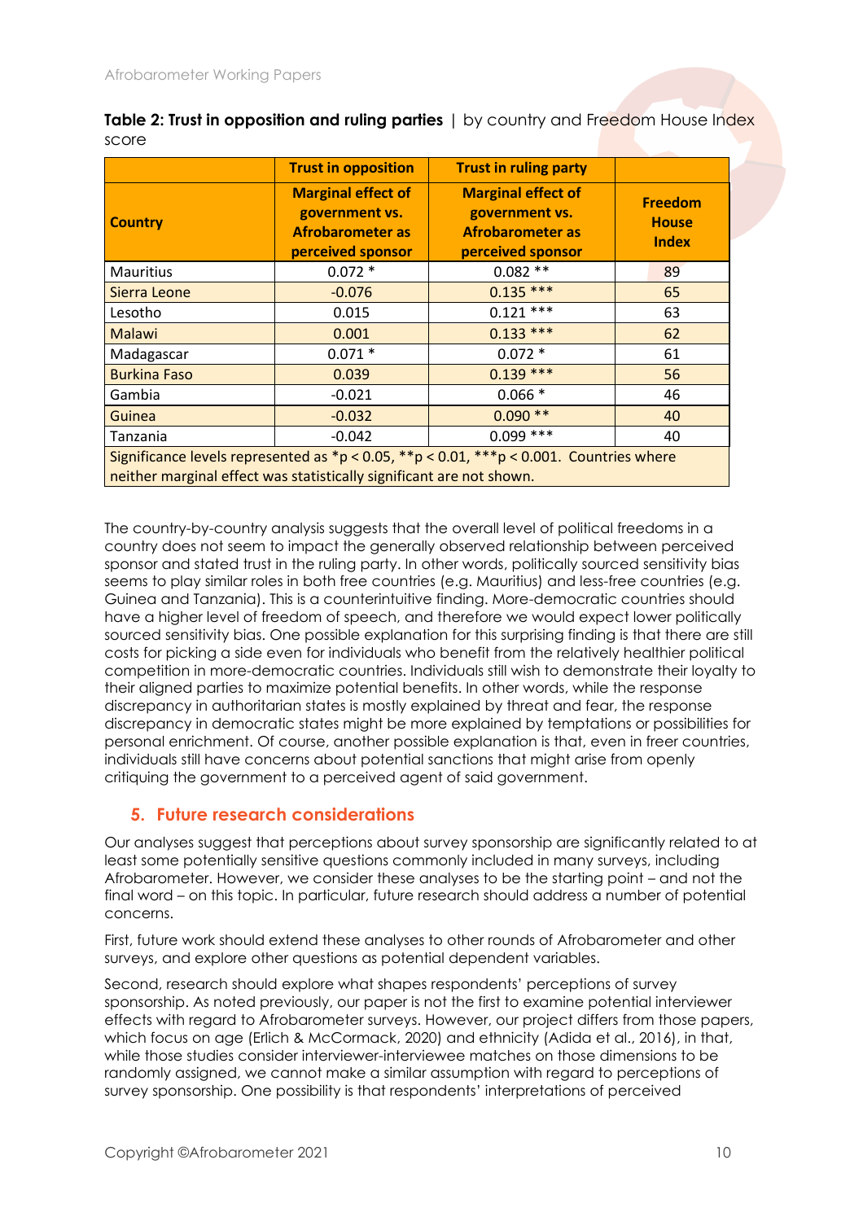**Table 2: Trust in opposition and ruling parties** | by country and Freedom House Index score

| | Trust in opposition | Trust in ruling party | |
|---|---|---|---|
| Country | Marginal effect of government vs. Afrobarometer as perceived sponsor | Marginal effect of government vs. Afrobarometer as perceived sponsor | Freedom House Index |
| Mauritius | 0.072 * | 0.082 ** | 89 |
| Sierra Leone | -0.076 | 0.135 *** | 65 |
| Lesotho | 0.015 | 0.121 *** | 63 |
| Malawi | 0.001 | 0.133 *** | 62 |
| Madagascar | 0.071 * | 0.072 * | 61 |
| Burkina Faso | 0.039 | 0.139 *** | 56 |
| Gambia | -0.021 | 0.066 * | 46 |
| Guinea | -0.032 | 0.090 ** | 40 |
| Tanzania | -0.042 | 0.099 *** | 40 |

Significance levels represented as *$p < 0.05$, **$p < 0.01$, ***$p < 0.001$. Countries where neither marginal effect was statistically significant are not shown.

The country-by-country analysis suggests that the overall level of political freedoms in a country does not seem to impact the generally observed relationship between perceived sponsor and stated trust in the ruling party. In other words, politically sourced sensitivity bias seems to play similar roles in both free countries (e.g. Mauritius) and less-free countries (e.g. Guinea and Tanzania). This is a counterintuitive finding. More-democratic countries should have a higher level of freedom of speech, and therefore we would expect lower politically sourced sensitivity bias. One possible explanation for this surprising finding is that there are still costs for picking a side even for individuals who benefit from the relatively healthier political competition in more-democratic countries. Individuals still wish to demonstrate their loyalty to their aligned parties to maximize potential benefits. In other words, while the response discrepancy in authoritarian states is mostly explained by threat and fear, the response discrepancy in democratic states might be more explained by temptations or possibilities for personal enrichment. Of course, another possible explanation is that, even in freer countries, individuals still have concerns about potential sanctions that might arise from openly critiquing the government to a perceived agent of said government.

## 5. Future research considerations

Our analyses suggest that perceptions about survey sponsorship are significantly related to at least some potentially sensitive questions commonly included in many surveys, including Afrobarometer. However, we consider these analyses to be the starting point – and not the final word – on this topic. In particular, future research should address a number of potential concerns.

First, future work should extend these analyses to other rounds of Afrobarometer and other surveys, and explore other questions as potential dependent variables.

Second, research should explore what shapes respondents' perceptions of survey sponsorship. As noted previously, our paper is not the first to examine potential interviewer effects with regard to Afrobarometer surveys. However, our project differs from those papers, which focus on age (Erlich & McCormack, 2020) and ethnicity (Adida et al., 2016), in that, while those studies consider interviewer-interviewee matches on those dimensions to be randomly assigned, we cannot make a similar assumption with regard to perceptions of survey sponsorship. One possibility is that respondents' interpretations of perceived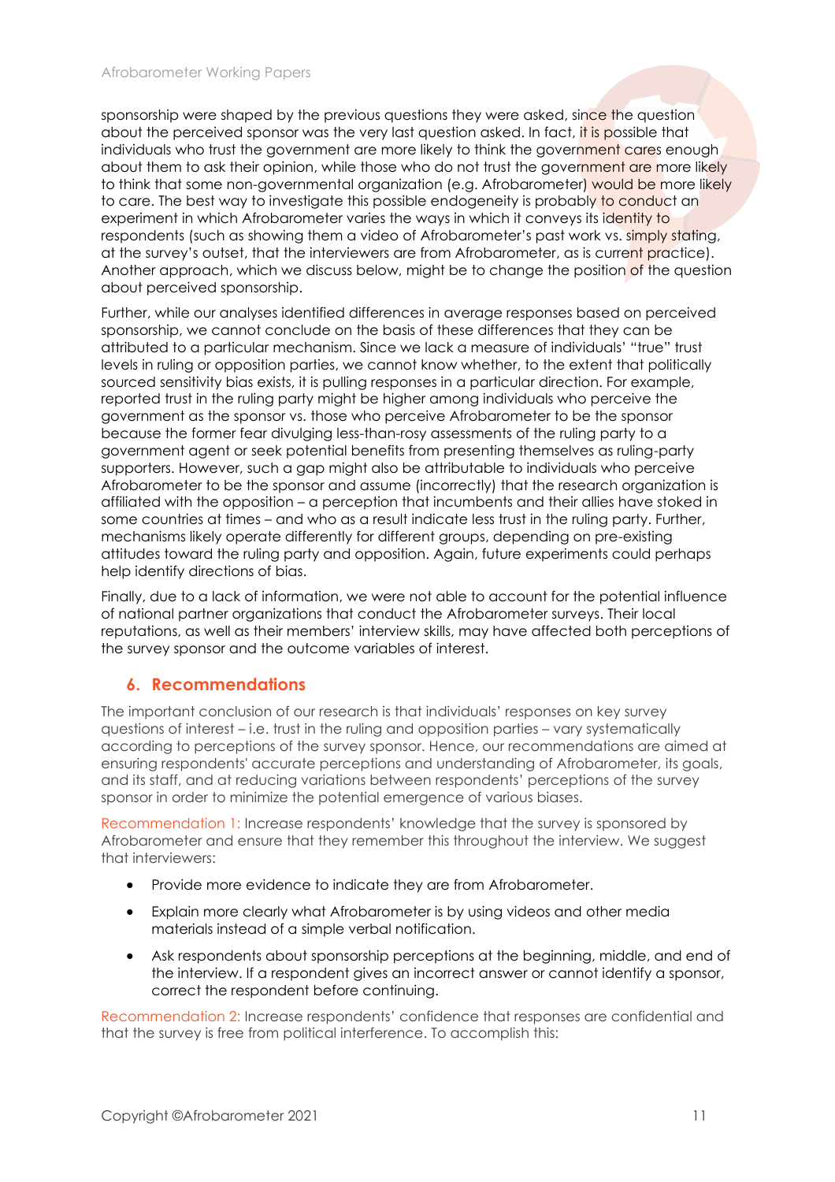sponsorship were shaped by the previous questions they were asked, since the question about the perceived sponsor was the very last question asked. In fact, it is possible that individuals who trust the government are more likely to think the government cares enough about them to ask their opinion, while those who do not trust the government are more likely to think that some non-governmental organization (e.g. Afrobarometer) would be more likely to care. The best way to investigate this possible endogeneity is probably to conduct an experiment in which Afrobarometer varies the ways in which it conveys its identity to respondents (such as showing them a video of Afrobarometer's past work vs. simply stating, at the survey's outset, that the interviewers are from Afrobarometer, as is current practice). Another approach, which we discuss below, might be to change the position of the question about perceived sponsorship.

Further, while our analyses identified differences in average responses based on perceived sponsorship, we cannot conclude on the basis of these differences that they can be attributed to a particular mechanism. Since we lack a measure of individuals' "true" trust levels in ruling or opposition parties, we cannot know whether, to the extent that politically sourced sensitivity bias exists, it is pulling responses in a particular direction. For example, reported trust in the ruling party might be higher among individuals who perceive the government as the sponsor vs. those who perceive Afrobarometer to be the sponsor because the former fear divulging less-than-rosy assessments of the ruling party to a government agent or seek potential benefits from presenting themselves as ruling-party supporters. However, such a gap might also be attributable to individuals who perceive Afrobarometer to be the sponsor and assume (incorrectly) that the research organization is affiliated with the opposition – a perception that incumbents and their allies have stoked in some countries at times – and who as a result indicate less trust in the ruling party. Further, mechanisms likely operate differently for different groups, depending on pre-existing attitudes toward the ruling party and opposition. Again, future experiments could perhaps help identify directions of bias.

Finally, due to a lack of information, we were not able to account for the potential influence of national partner organizations that conduct the Afrobarometer surveys. Their local reputations, as well as their members' interview skills, may have affected both perceptions of the survey sponsor and the outcome variables of interest.

## 6. Recommendations

The important conclusion of our research is that individuals' responses on key survey questions of interest – i.e. trust in the ruling and opposition parties – vary systematically according to perceptions of the survey sponsor. Hence, our recommendations are aimed at ensuring respondents' accurate perceptions and understanding of Afrobarometer, its goals, and its staff, and at reducing variations between respondents' perceptions of the survey sponsor in order to minimize the potential emergence of various biases.

Recommendation 1: Increase respondents' knowledge that the survey is sponsored by Afrobarometer and ensure that they remember this throughout the interview. We suggest that interviewers:

- Provide more evidence to indicate they are from Afrobarometer.
- Explain more clearly what Afrobarometer is by using videos and other media materials instead of a simple verbal notification.
- Ask respondents about sponsorship perceptions at the beginning, middle, and end of the interview. If a respondent gives an incorrect answer or cannot identify a sponsor, correct the respondent before continuing.

Recommendation 2: Increase respondents' confidence that responses are confidential and that the survey is free from political interference. To accomplish this: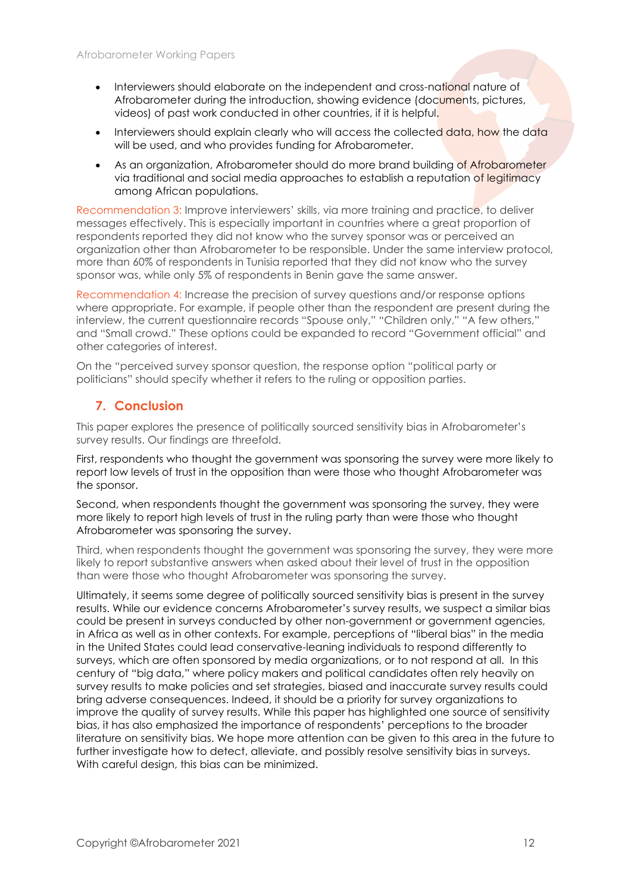- Interviewers should elaborate on the independent and cross-national nature of Afrobarometer during the introduction, showing evidence (documents, pictures, videos) of past work conducted in other countries, if it is helpful.
- Interviewers should explain clearly who will access the collected data, how the data will be used, and who provides funding for Afrobarometer.
- As an organization, Afrobarometer should do more brand building of Afrobarometer via traditional and social media approaches to establish a reputation of legitimacy among African populations.

Recommendation 3: Improve interviewers' skills, via more training and practice, to deliver messages effectively. This is especially important in countries where a great proportion of respondents reported they did not know who the survey sponsor was or perceived an organization other than Afrobarometer to be responsible. Under the same interview protocol, more than 60% of respondents in Tunisia reported that they did not know who the survey sponsor was, while only 5% of respondents in Benin gave the same answer.

Recommendation 4: Increase the precision of survey questions and/or response options where appropriate. For example, if people other than the respondent are present during the interview, the current questionnaire records "Spouse only," "Children only," "A few others," and "Small crowd." These options could be expanded to record "Government official" and other categories of interest.

On the "perceived survey sponsor question, the response option "political party or politicians" should specify whether it refers to the ruling or opposition parties.

## 7. Conclusion

This paper explores the presence of politically sourced sensitivity bias in Afrobarometer's survey results. Our findings are threefold.

First, respondents who thought the government was sponsoring the survey were more likely to report low levels of trust in the opposition than were those who thought Afrobarometer was the sponsor.

Second, when respondents thought the government was sponsoring the survey, they were more likely to report high levels of trust in the ruling party than were those who thought Afrobarometer was sponsoring the survey.

Third, when respondents thought the government was sponsoring the survey, they were more likely to report substantive answers when asked about their level of trust in the opposition than were those who thought Afrobarometer was sponsoring the survey.

Ultimately, it seems some degree of politically sourced sensitivity bias is present in the survey results. While our evidence concerns Afrobarometer's survey results, we suspect a similar bias could be present in surveys conducted by other non-government or government agencies, in Africa as well as in other contexts. For example, perceptions of "liberal bias" in the media in the United States could lead conservative-leaning individuals to respond differently to surveys, which are often sponsored by media organizations, or to not respond at all. In this century of "big data," where policy makers and political candidates often rely heavily on survey results to make policies and set strategies, biased and inaccurate survey results could bring adverse consequences. Indeed, it should be a priority for survey organizations to improve the quality of survey results. While this paper has highlighted one source of sensitivity bias, it has also emphasized the importance of respondents' perceptions to the broader literature on sensitivity bias. We hope more attention can be given to this area in the future to further investigate how to detect, alleviate, and possibly resolve sensitivity bias in surveys. With careful design, this bias can be minimized.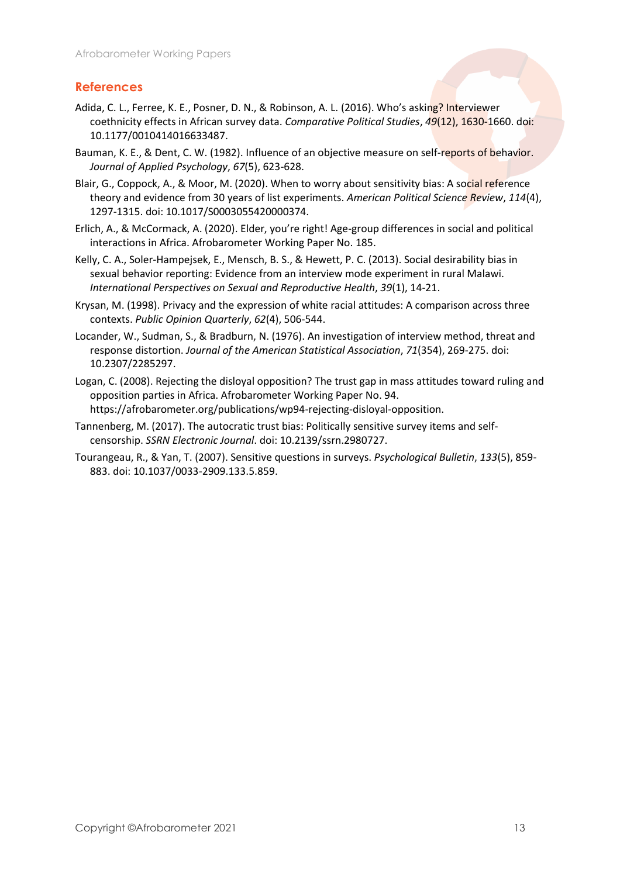## References

Adida, C. L., Ferree, K. E., Posner, D. N., & Robinson, A. L. (2016). Who's asking? Interviewer coethnicity effects in African survey data. *Comparative Political Studies*, *49*(12), 1630-1660. doi: 10.1177/0010414016633487.

Bauman, K. E., & Dent, C. W. (1982). Influence of an objective measure on self-reports of behavior. *Journal of Applied Psychology*, *67*(5), 623-628.

Blair, G., Coppock, A., & Moor, M. (2020). When to worry about sensitivity bias: A social reference theory and evidence from 30 years of list experiments. *American Political Science Review*, *114*(4), 1297-1315. doi: 10.1017/S0003055420000374.

Erlich, A., & McCormack, A. (2020). Elder, you're right! Age-group differences in social and political interactions in Africa. Afrobarometer Working Paper No. 185.

Kelly, C. A., Soler-Hampejsek, E., Mensch, B. S., & Hewett, P. C. (2013). Social desirability bias in sexual behavior reporting: Evidence from an interview mode experiment in rural Malawi. *International Perspectives on Sexual and Reproductive Health*, *39*(1), 14-21.

Krysan, M. (1998). Privacy and the expression of white racial attitudes: A comparison across three contexts. *Public Opinion Quarterly*, *62*(4), 506-544.

Locander, W., Sudman, S., & Bradburn, N. (1976). An investigation of interview method, threat and response distortion. *Journal of the American Statistical Association*, *71*(354), 269-275. doi: 10.2307/2285297.

Logan, C. (2008). Rejecting the disloyal opposition? The trust gap in mass attitudes toward ruling and opposition parties in Africa. Afrobarometer Working Paper No. 94. https://afrobarometer.org/publications/wp94-rejecting-disloyal-opposition.

Tannenberg, M. (2017). The autocratic trust bias: Politically sensitive survey items and self-censorship. *SSRN Electronic Journal*. doi: 10.2139/ssrn.2980727.

Tourangeau, R., & Yan, T. (2007). Sensitive questions in surveys. *Psychological Bulletin*, *133*(5), 859-883. doi: 10.1037/0033-2909.133.5.859.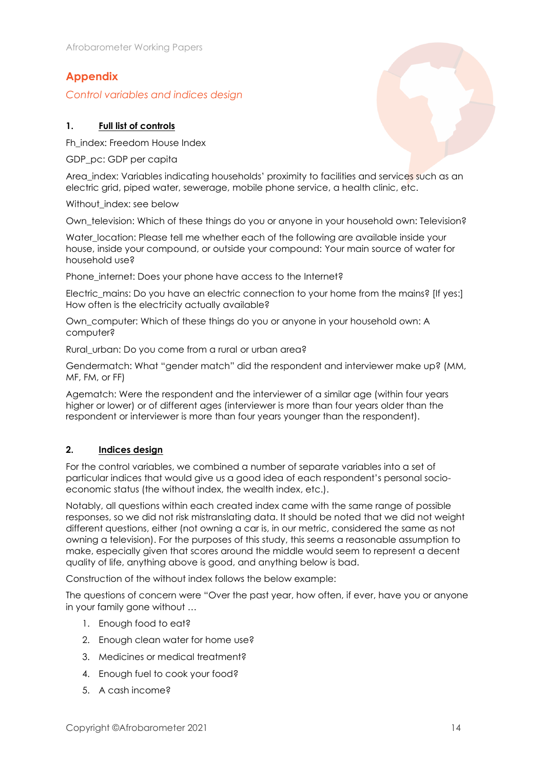# Appendix

*Control variables and indices design*

### 1. Full list of controls

Fh_index: Freedom House Index

GDP_pc: GDP per capita

Area_index: Variables indicating households' proximity to facilities and services such as an electric grid, piped water, sewerage, mobile phone service, a health clinic, etc.

Without_index: see below

Own_television: Which of these things do you or anyone in your household own: Television?

Water_location: Please tell me whether each of the following are available inside your house, inside your compound, or outside your compound: Your main source of water for household use?

Phone_internet: Does your phone have access to the Internet?

Electric_mains: Do you have an electric connection to your home from the mains? [If yes:] How often is the electricity actually available?

Own_computer: Which of these things do you or anyone in your household own: A computer?

Rural_urban: Do you come from a rural or urban area?

Gendermatch: What "gender match" did the respondent and interviewer make up? (MM, MF, FM, or FF)

Agematch: Were the respondent and the interviewer of a similar age (within four years higher or lower) or of different ages (interviewer is more than four years older than the respondent or interviewer is more than four years younger than the respondent).

### 2. Indices design

For the control variables, we combined a number of separate variables into a set of particular indices that would give us a good idea of each respondent's personal socio-economic status (the without index, the wealth index, etc.).

Notably, all questions within each created index came with the same range of possible responses, so we did not risk mistranslating data. It should be noted that we did not weight different questions, either (not owning a car is, in our metric, considered the same as not owning a television). For the purposes of this study, this seems a reasonable assumption to make, especially given that scores around the middle would seem to represent a decent quality of life, anything above is good, and anything below is bad.

Construction of the without index follows the below example:

The questions of concern were "Over the past year, how often, if ever, have you or anyone in your family gone without …

1. Enough food to eat?
2. Enough clean water for home use?
3. Medicines or medical treatment?
4. Enough fuel to cook your food?
5. A cash income?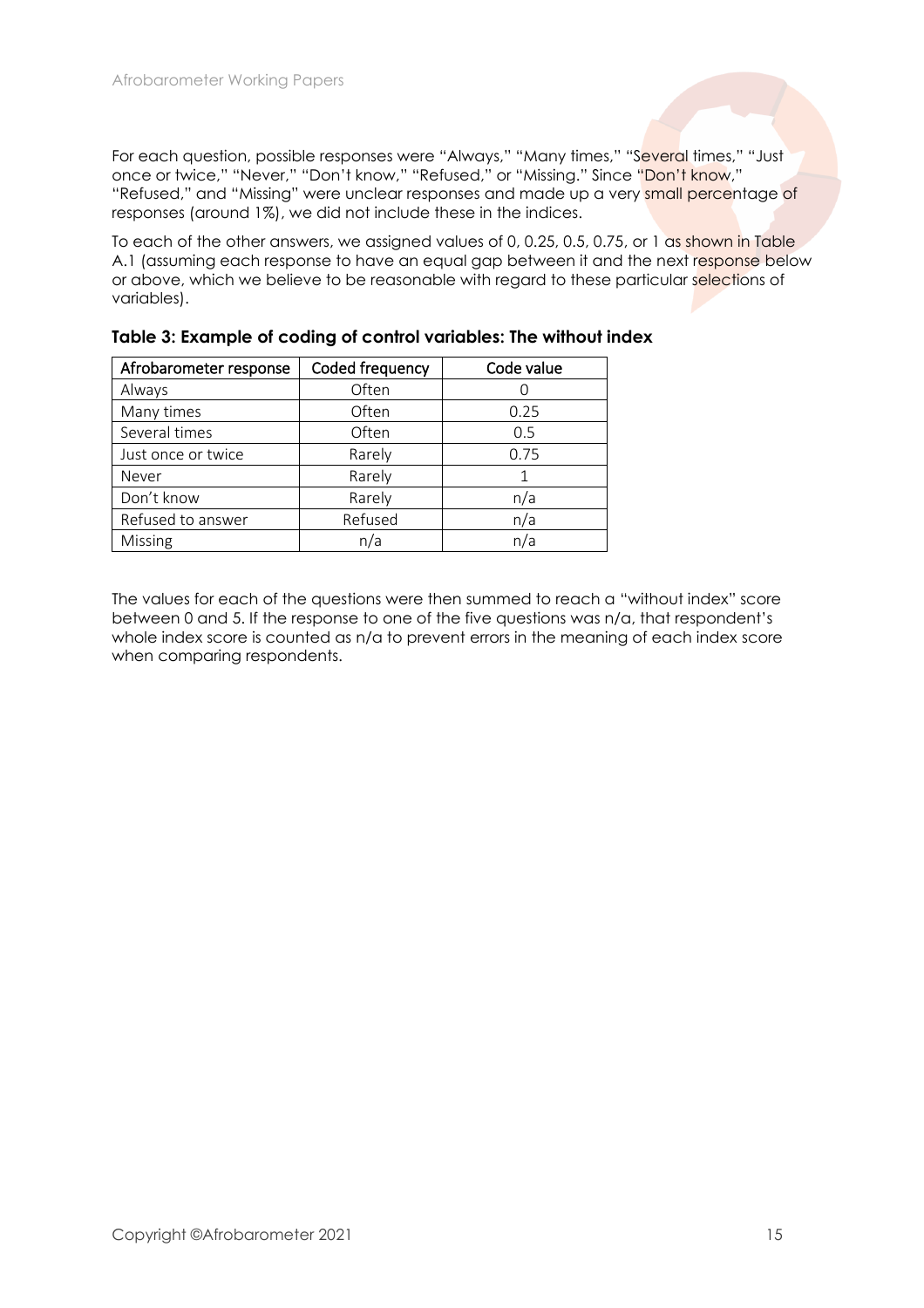For each question, possible responses were "Always," "Many times," "Several times," "Just once or twice," "Never," "Don't know," "Refused," or "Missing." Since "Don't know," "Refused," and "Missing" were unclear responses and made up a very small percentage of responses (around 1%), we did not include these in the indices.

To each of the other answers, we assigned values of 0, 0.25, 0.5, 0.75, or 1 as shown in Table A.1 (assuming each response to have an equal gap between it and the next response below or above, which we believe to be reasonable with regard to these particular selections of variables).

**Table 3: Example of coding of control variables: The without index**

| Afrobarometer response | Coded frequency | Code value |
|---|---|---|
| Always | Often | 0 |
| Many times | Often | 0.25 |
| Several times | Often | 0.5 |
| Just once or twice | Rarely | 0.75 |
| Never | Rarely | 1 |
| Don't know | Rarely | n/a |
| Refused to answer | Refused | n/a |
| Missing | n/a | n/a |

The values for each of the questions were then summed to reach a "without index" score between 0 and 5. If the response to one of the five questions was n/a, that respondent's whole index score is counted as n/a to prevent errors in the meaning of each index score when comparing respondents.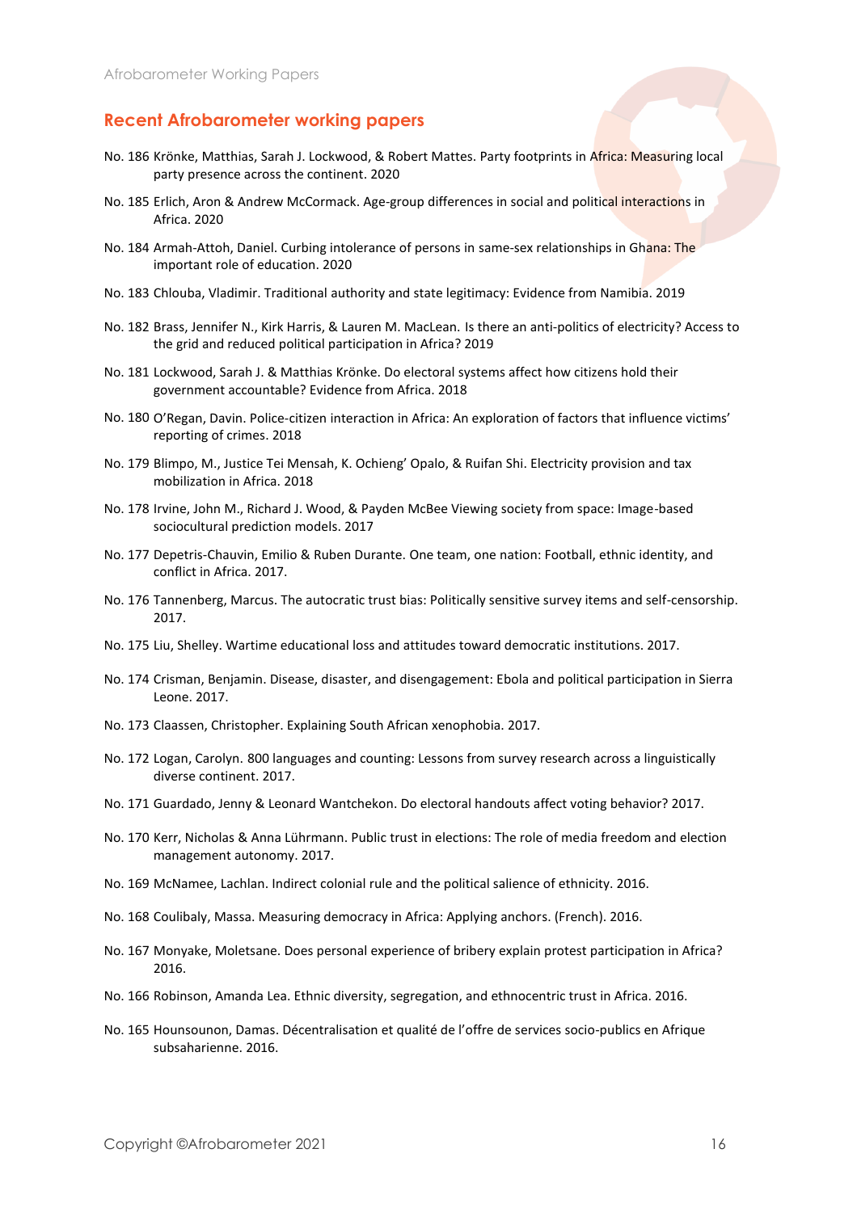## Recent Afrobarometer working papers

No. 186 Krönke, Matthias, Sarah J. Lockwood, & Robert Mattes. Party footprints in Africa: Measuring local party presence across the continent. 2020

No. 185 Erlich, Aron & Andrew McCormack. Age-group differences in social and political interactions in Africa. 2020

No. 184 Armah-Attoh, Daniel. Curbing intolerance of persons in same-sex relationships in Ghana: The important role of education. 2020

No. 183 Chlouba, Vladimir. Traditional authority and state legitimacy: Evidence from Namibia. 2019

No. 182 Brass, Jennifer N., Kirk Harris, & Lauren M. MacLean. Is there an anti-politics of electricity? Access to the grid and reduced political participation in Africa? 2019

No. 181 Lockwood, Sarah J. & Matthias Krönke. Do electoral systems affect how citizens hold their government accountable? Evidence from Africa. 2018

No. 180 O'Regan, Davin. Police-citizen interaction in Africa: An exploration of factors that influence victims' reporting of crimes. 2018

No. 179 Blimpo, M., Justice Tei Mensah, K. Ochieng' Opalo, & Ruifan Shi. Electricity provision and tax mobilization in Africa. 2018

No. 178 Irvine, John M., Richard J. Wood, & Payden McBee Viewing society from space: Image-based sociocultural prediction models. 2017

No. 177 Depetris-Chauvin, Emilio & Ruben Durante. One team, one nation: Football, ethnic identity, and conflict in Africa. 2017.

No. 176 Tannenberg, Marcus. The autocratic trust bias: Politically sensitive survey items and self-censorship. 2017.

No. 175 Liu, Shelley. Wartime educational loss and attitudes toward democratic institutions. 2017.

No. 174 Crisman, Benjamin. Disease, disaster, and disengagement: Ebola and political participation in Sierra Leone. 2017.

No. 173 Claassen, Christopher. Explaining South African xenophobia. 2017.

No. 172 Logan, Carolyn. 800 languages and counting: Lessons from survey research across a linguistically diverse continent. 2017.

No. 171 Guardado, Jenny & Leonard Wantchekon. Do electoral handouts affect voting behavior? 2017.

No. 170 Kerr, Nicholas & Anna Lührmann. Public trust in elections: The role of media freedom and election management autonomy. 2017.

No. 169 McNamee, Lachlan. Indirect colonial rule and the political salience of ethnicity. 2016.

No. 168 Coulibaly, Massa. Measuring democracy in Africa: Applying anchors. (French). 2016.

No. 167 Monyake, Moletsane. Does personal experience of bribery explain protest participation in Africa? 2016.

No. 166 Robinson, Amanda Lea. Ethnic diversity, segregation, and ethnocentric trust in Africa. 2016.

No. 165 Hounsounon, Damas. Décentralisation et qualité de l'offre de services socio-publics en Afrique subsaharienne. 2016.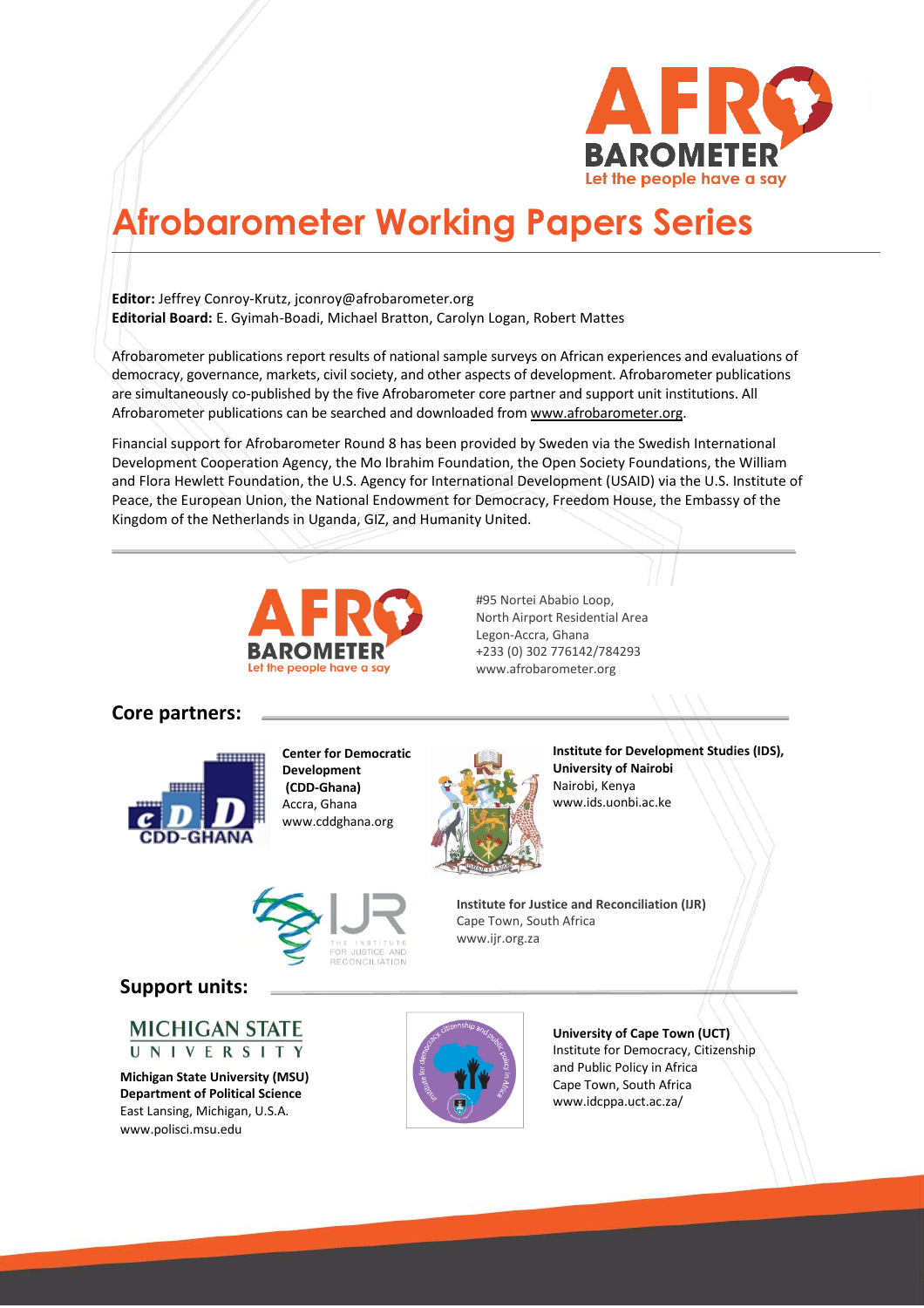# Afrobarometer Working Papers Series

**Editor:** Jeffrey Conroy-Krutz, jconroy@afrobarometer.org
**Editorial Board:** E. Gyimah-Boadi, Michael Bratton, Carolyn Logan, Robert Mattes

Afrobarometer publications report results of national sample surveys on African experiences and evaluations of democracy, governance, markets, civil society, and other aspects of development. Afrobarometer publications are simultaneously co-published by the five Afrobarometer core partner and support unit institutions. All Afrobarometer publications can be searched and downloaded from www.afrobarometer.org.

Financial support for Afrobarometer Round 8 has been provided by Sweden via the Swedish International Development Cooperation Agency, the Mo Ibrahim Foundation, the Open Society Foundations, the William and Flora Hewlett Foundation, the U.S. Agency for International Development (USAID) via the U.S. Institute of Peace, the European Union, the National Endowment for Democracy, Freedom House, the Embassy of the Kingdom of the Netherlands in Uganda, GIZ, and Humanity United.

#95 Nortei Ababio Loop,
North Airport Residential Area
Legon-Accra, Ghana
+233 (0) 302 776142/784293
www.afrobarometer.org

## Core partners:

**Center for Democratic Development (CDD-Ghana)**
Accra, Ghana
www.cddghana.org

**Institute for Development Studies (IDS), University of Nairobi**
Nairobi, Kenya
www.ids.uonbi.ac.ke

**Institute for Justice and Reconciliation (IJR)**
Cape Town, South Africa
www.ijr.org.za

## Support units:

**Michigan State University (MSU)**
**Department of Political Science**
East Lansing, Michigan, U.S.A.
www.polisci.msu.edu

**University of Cape Town (UCT)**
Institute for Democracy, Citizenship and Public Policy in Africa
Cape Town, South Africa
www.idcppa.uct.ac.za/